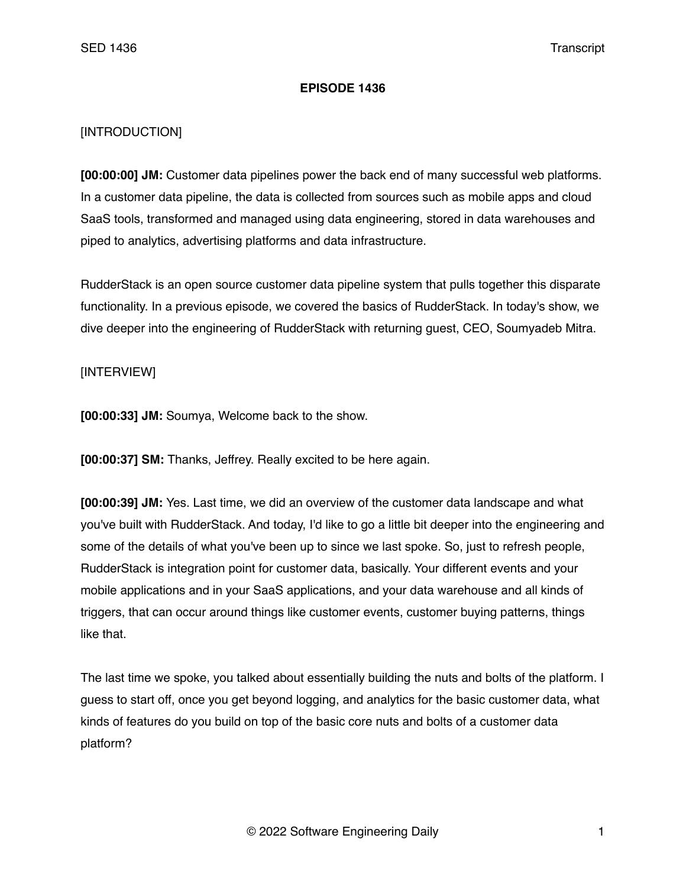# EPISODE 1436

[INTRODUCTION]

**[00:00:00] JM:** Customer data pipelines power the back end of many successful web platforms. In a customer data pipeline, the data is collected from sources such as mobile apps and cloud SaaS tools, transformed and managed using data engineering, stored in data warehouses and piped to analytics, advertising platforms and data infrastructure.

RudderStack is an open source customer data pipeline system that pulls together this disparate functionality. In a previous episode, we covered the basics of RudderStack. In today's show, we dive deeper into the engineering of RudderStack with returning guest, CEO, Soumyadeb Mitra.

[INTERVIEW]

**[00:00:33] JM:** Soumya, Welcome back to the show.

**[00:00:37] SM:** Thanks, Jeffrey. Really excited to be here again.

**[00:00:39] JM:** Yes. Last time, we did an overview of the customer data landscape and what you've built with RudderStack. And today, I'd like to go a little bit deeper into the engineering and some of the details of what you've been up to since we last spoke. So, just to refresh people, RudderStack is integration point for customer data, basically. Your different events and your mobile applications and in your SaaS applications, and your data warehouse and all kinds of triggers, that can occur around things like customer events, customer buying patterns, things like that.

The last time we spoke, you talked about essentially building the nuts and bolts of the platform. I guess to start off, once you get beyond logging, and analytics for the basic customer data, what kinds of features do you build on top of the basic core nuts and bolts of a customer data platform?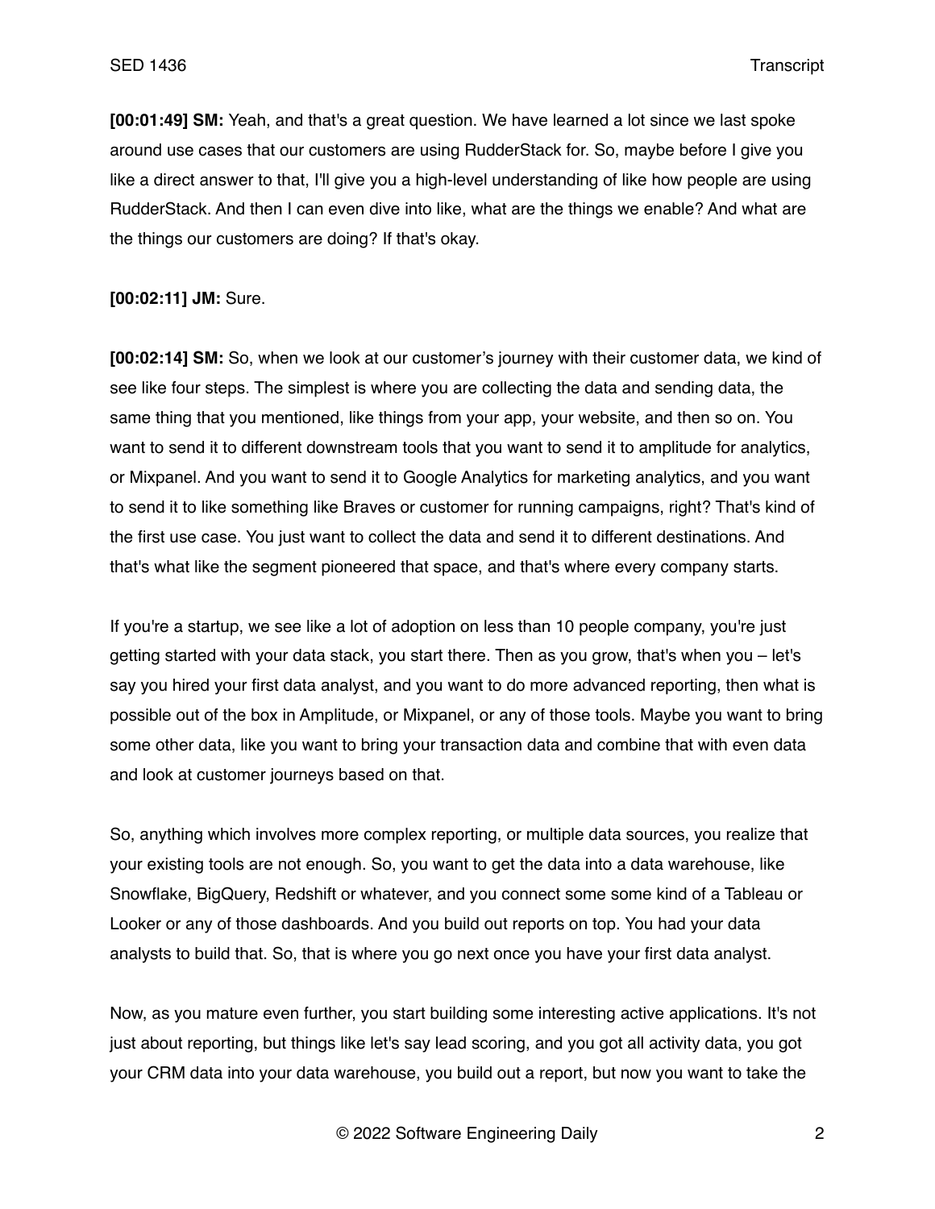**[00:01:49] SM:** Yeah, and that's a great question. We have learned a lot since we last spoke around use cases that our customers are using RudderStack for. So, maybe before I give you like a direct answer to that, I'll give you a high-level understanding of like how people are using RudderStack. And then I can even dive into like, what are the things we enable? And what are the things our customers are doing? If that's okay.

**[00:02:11] JM:** Sure.

**[00:02:14] SM:** So, when we look at our customer's journey with their customer data, we kind of see like four steps. The simplest is where you are collecting the data and sending data, the same thing that you mentioned, like things from your app, your website, and then so on. You want to send it to different downstream tools that you want to send it to amplitude for analytics, or Mixpanel. And you want to send it to Google Analytics for marketing analytics, and you want to send it to like something like Braves or customer for running campaigns, right? That's kind of the first use case. You just want to collect the data and send it to different destinations. And that's what like the segment pioneered that space, and that's where every company starts.

If you're a startup, we see like a lot of adoption on less than 10 people company, you're just getting started with your data stack, you start there. Then as you grow, that's when you – let's say you hired your first data analyst, and you want to do more advanced reporting, then what is possible out of the box in Amplitude, or Mixpanel, or any of those tools. Maybe you want to bring some other data, like you want to bring your transaction data and combine that with even data and look at customer journeys based on that.

So, anything which involves more complex reporting, or multiple data sources, you realize that your existing tools are not enough. So, you want to get the data into a data warehouse, like Snowflake, BigQuery, Redshift or whatever, and you connect some some kind of a Tableau or Looker or any of those dashboards. And you build out reports on top. You had your data analysts to build that. So, that is where you go next once you have your first data analyst.

Now, as you mature even further, you start building some interesting active applications. It's not just about reporting, but things like let's say lead scoring, and you got all activity data, you got your CRM data into your data warehouse, you build out a report, but now you want to take the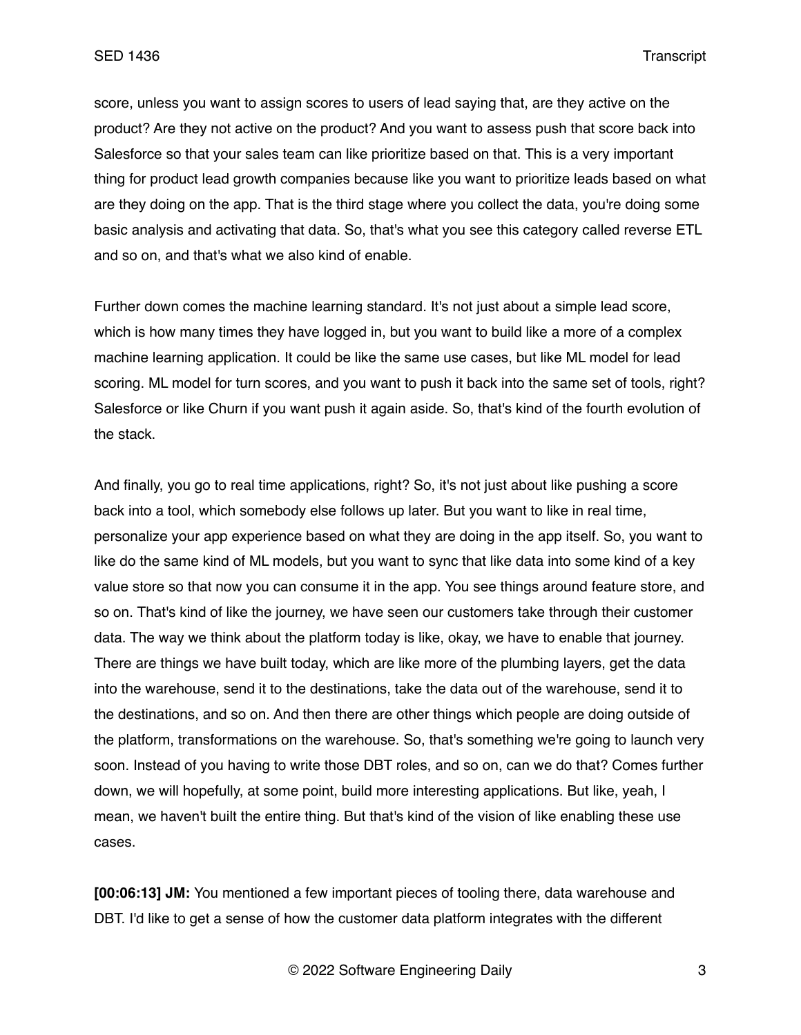score, unless you want to assign scores to users of lead saying that, are they active on the product? Are they not active on the product? And you want to assess push that score back into Salesforce so that your sales team can like prioritize based on that. This is a very important thing for product lead growth companies because like you want to prioritize leads based on what are they doing on the app. That is the third stage where you collect the data, you're doing some basic analysis and activating that data. So, that's what you see this category called reverse ETL and so on, and that's what we also kind of enable.

Further down comes the machine learning standard. It's not just about a simple lead score, which is how many times they have logged in, but you want to build like a more of a complex machine learning application. It could be like the same use cases, but like ML model for lead scoring. ML model for turn scores, and you want to push it back into the same set of tools, right? Salesforce or like Churn if you want push it again aside. So, that's kind of the fourth evolution of the stack.

And finally, you go to real time applications, right? So, it's not just about like pushing a score back into a tool, which somebody else follows up later. But you want to like in real time, personalize your app experience based on what they are doing in the app itself. So, you want to like do the same kind of ML models, but you want to sync that like data into some kind of a key value store so that now you can consume it in the app. You see things around feature store, and so on. That's kind of like the journey, we have seen our customers take through their customer data. The way we think about the platform today is like, okay, we have to enable that journey. There are things we have built today, which are like more of the plumbing layers, get the data into the warehouse, send it to the destinations, take the data out of the warehouse, send it to the destinations, and so on. And then there are other things which people are doing outside of the platform, transformations on the warehouse. So, that's something we're going to launch very soon. Instead of you having to write those DBT roles, and so on, can we do that? Comes further down, we will hopefully, at some point, build more interesting applications. But like, yeah, I mean, we haven't built the entire thing. But that's kind of the vision of like enabling these use cases.

**[00:06:13] JM:** You mentioned a few important pieces of tooling there, data warehouse and DBT. I'd like to get a sense of how the customer data platform integrates with the different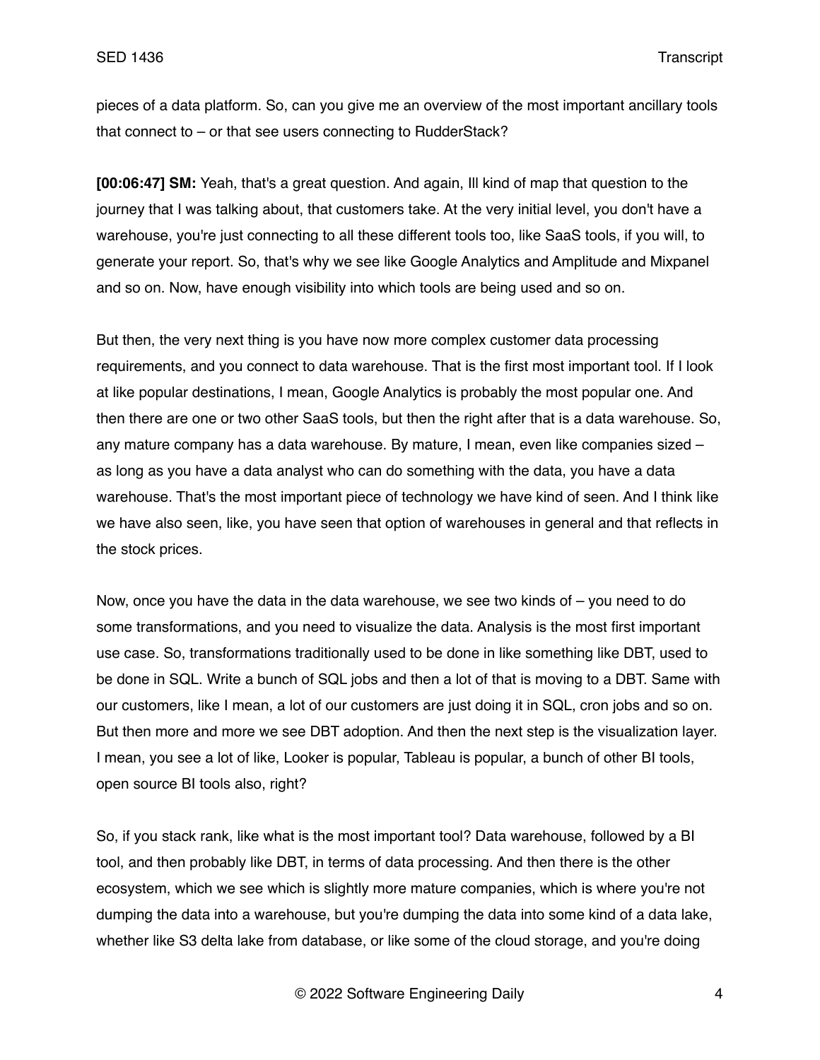pieces of a data platform. So, can you give me an overview of the most important ancillary tools that connect to – or that see users connecting to RudderStack?

**[00:06:47] SM:** Yeah, that's a great question. And again, Ill kind of map that question to the journey that I was talking about, that customers take. At the very initial level, you don't have a warehouse, you're just connecting to all these different tools too, like SaaS tools, if you will, to generate your report. So, that's why we see like Google Analytics and Amplitude and Mixpanel and so on. Now, have enough visibility into which tools are being used and so on.

But then, the very next thing is you have now more complex customer data processing requirements, and you connect to data warehouse. That is the first most important tool. If I look at like popular destinations, I mean, Google Analytics is probably the most popular one. And then there are one or two other SaaS tools, but then the right after that is a data warehouse. So, any mature company has a data warehouse. By mature, I mean, even like companies sized – as long as you have a data analyst who can do something with the data, you have a data warehouse. That's the most important piece of technology we have kind of seen. And I think like we have also seen, like, you have seen that option of warehouses in general and that reflects in the stock prices.

Now, once you have the data in the data warehouse, we see two kinds of – you need to do some transformations, and you need to visualize the data. Analysis is the most first important use case. So, transformations traditionally used to be done in like something like DBT, used to be done in SQL. Write a bunch of SQL jobs and then a lot of that is moving to a DBT. Same with our customers, like I mean, a lot of our customers are just doing it in SQL, cron jobs and so on. But then more and more we see DBT adoption. And then the next step is the visualization layer. I mean, you see a lot of like, Looker is popular, Tableau is popular, a bunch of other BI tools, open source BI tools also, right?

So, if you stack rank, like what is the most important tool? Data warehouse, followed by a BI tool, and then probably like DBT, in terms of data processing. And then there is the other ecosystem, which we see which is slightly more mature companies, which is where you're not dumping the data into a warehouse, but you're dumping the data into some kind of a data lake, whether like S3 delta lake from database, or like some of the cloud storage, and you're doing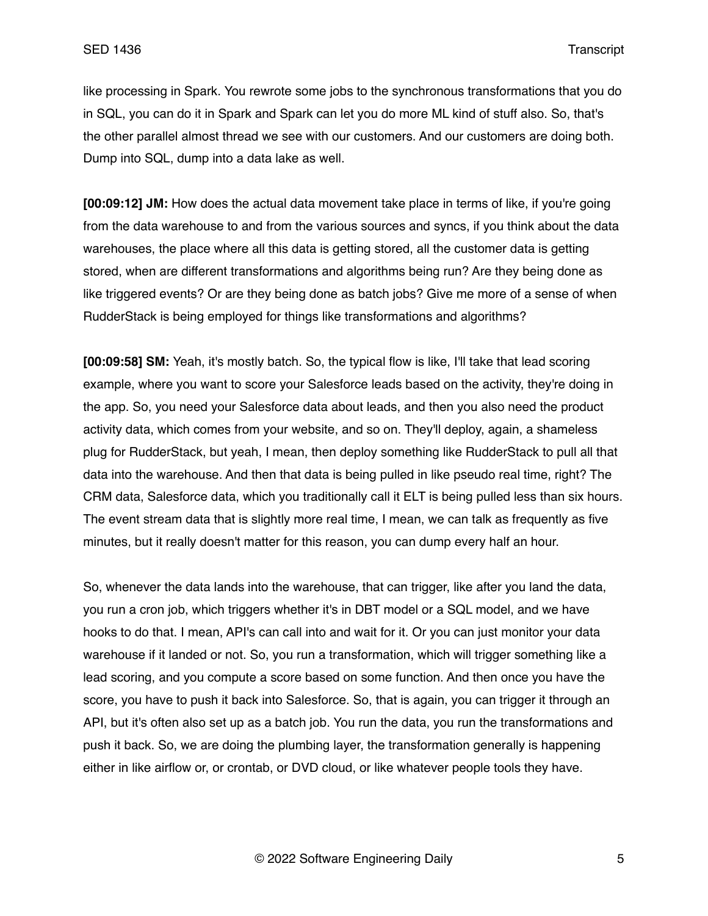like processing in Spark. You rewrote some jobs to the synchronous transformations that you do in SQL, you can do it in Spark and Spark can let you do more ML kind of stuff also. So, that's the other parallel almost thread we see with our customers. And our customers are doing both. Dump into SQL, dump into a data lake as well.

**[00:09:12] JM:** How does the actual data movement take place in terms of like, if you're going from the data warehouse to and from the various sources and syncs, if you think about the data warehouses, the place where all this data is getting stored, all the customer data is getting stored, when are different transformations and algorithms being run? Are they being done as like triggered events? Or are they being done as batch jobs? Give me more of a sense of when RudderStack is being employed for things like transformations and algorithms?

**[00:09:58] SM:** Yeah, it's mostly batch. So, the typical flow is like, I'll take that lead scoring example, where you want to score your Salesforce leads based on the activity, they're doing in the app. So, you need your Salesforce data about leads, and then you also need the product activity data, which comes from your website, and so on. They'll deploy, again, a shameless plug for RudderStack, but yeah, I mean, then deploy something like RudderStack to pull all that data into the warehouse. And then that data is being pulled in like pseudo real time, right? The CRM data, Salesforce data, which you traditionally call it ELT is being pulled less than six hours. The event stream data that is slightly more real time, I mean, we can talk as frequently as five minutes, but it really doesn't matter for this reason, you can dump every half an hour.

So, whenever the data lands into the warehouse, that can trigger, like after you land the data, you run a cron job, which triggers whether it's in DBT model or a SQL model, and we have hooks to do that. I mean, API's can call into and wait for it. Or you can just monitor your data warehouse if it landed or not. So, you run a transformation, which will trigger something like a lead scoring, and you compute a score based on some function. And then once you have the score, you have to push it back into Salesforce. So, that is again, you can trigger it through an API, but it's often also set up as a batch job. You run the data, you run the transformations and push it back. So, we are doing the plumbing layer, the transformation generally is happening either in like airflow or, or crontab, or DVD cloud, or like whatever people tools they have.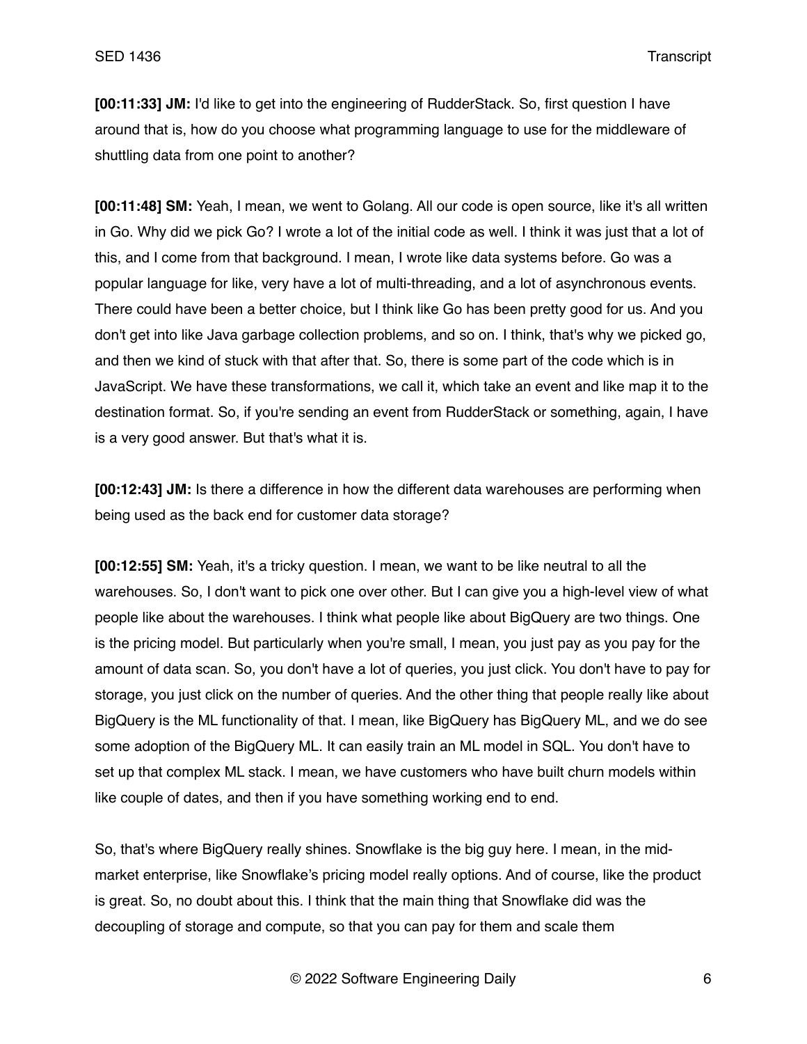**[00:11:33] JM:** I'd like to get into the engineering of RudderStack. So, first question I have around that is, how do you choose what programming language to use for the middleware of shuttling data from one point to another?

**[00:11:48] SM:** Yeah, I mean, we went to Golang. All our code is open source, like it's all written in Go. Why did we pick Go? I wrote a lot of the initial code as well. I think it was just that a lot of this, and I come from that background. I mean, I wrote like data systems before. Go was a popular language for like, very have a lot of multi-threading, and a lot of asynchronous events. There could have been a better choice, but I think like Go has been pretty good for us. And you don't get into like Java garbage collection problems, and so on. I think, that's why we picked go, and then we kind of stuck with that after that. So, there is some part of the code which is in JavaScript. We have these transformations, we call it, which take an event and like map it to the destination format. So, if you're sending an event from RudderStack or something, again, I have is a very good answer. But that's what it is.

**[00:12:43] JM:** Is there a difference in how the different data warehouses are performing when being used as the back end for customer data storage?

**[00:12:55] SM:** Yeah, it's a tricky question. I mean, we want to be like neutral to all the warehouses. So, I don't want to pick one over other. But I can give you a high-level view of what people like about the warehouses. I think what people like about BigQuery are two things. One is the pricing model. But particularly when you're small, I mean, you just pay as you pay for the amount of data scan. So, you don't have a lot of queries, you just click. You don't have to pay for storage, you just click on the number of queries. And the other thing that people really like about BigQuery is the ML functionality of that. I mean, like BigQuery has BigQuery ML, and we do see some adoption of the BigQuery ML. It can easily train an ML model in SQL. You don't have to set up that complex ML stack. I mean, we have customers who have built churn models within like couple of dates, and then if you have something working end to end.

So, that's where BigQuery really shines. Snowflake is the big guy here. I mean, in the mid-market enterprise, like Snowflake's pricing model really options. And of course, like the product is great. So, no doubt about this. I think that the main thing that Snowflake did was the decoupling of storage and compute, so that you can pay for them and scale them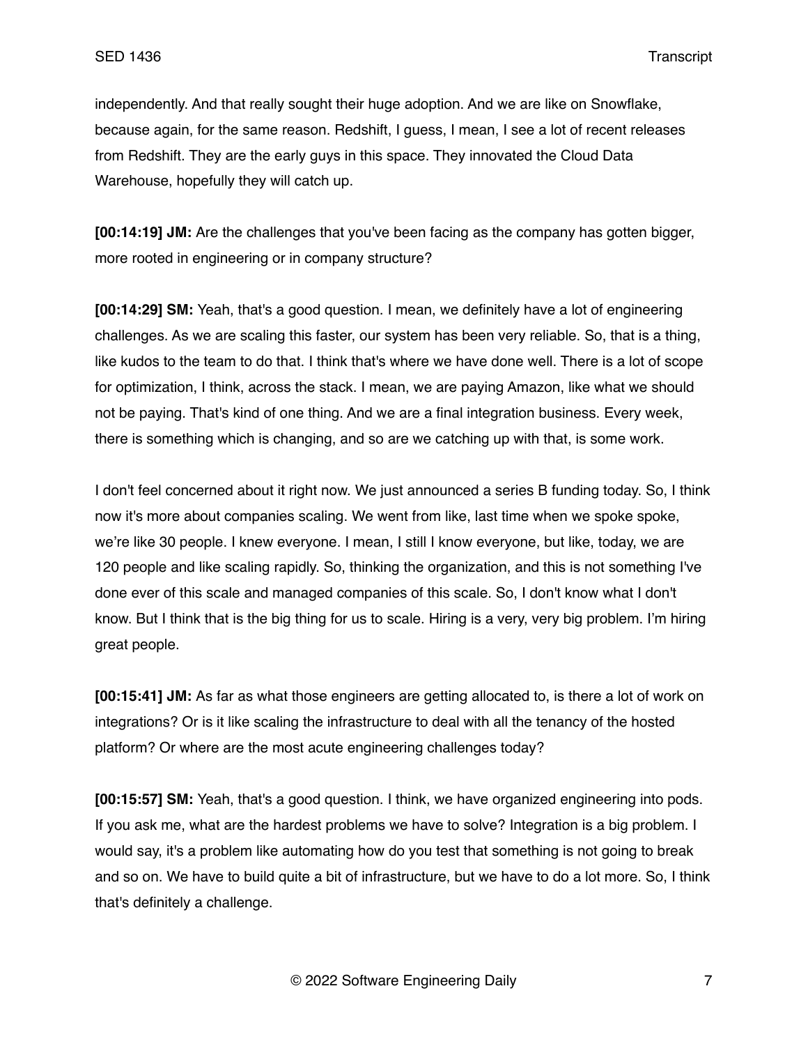independently. And that really sought their huge adoption. And we are like on Snowflake, because again, for the same reason. Redshift, I guess, I mean, I see a lot of recent releases from Redshift. They are the early guys in this space. They innovated the Cloud Data Warehouse, hopefully they will catch up.

**[00:14:19] JM:** Are the challenges that you've been facing as the company has gotten bigger, more rooted in engineering or in company structure?

**[00:14:29] SM:** Yeah, that's a good question. I mean, we definitely have a lot of engineering challenges. As we are scaling this faster, our system has been very reliable. So, that is a thing, like kudos to the team to do that. I think that's where we have done well. There is a lot of scope for optimization, I think, across the stack. I mean, we are paying Amazon, like what we should not be paying. That's kind of one thing. And we are a final integration business. Every week, there is something which is changing, and so are we catching up with that, is some work.

I don't feel concerned about it right now. We just announced a series B funding today. So, I think now it's more about companies scaling. We went from like, last time when we spoke spoke, we're like 30 people. I knew everyone. I mean, I still I know everyone, but like, today, we are 120 people and like scaling rapidly. So, thinking the organization, and this is not something I've done ever of this scale and managed companies of this scale. So, I don't know what I don't know. But I think that is the big thing for us to scale. Hiring is a very, very big problem. I'm hiring great people.

**[00:15:41] JM:** As far as what those engineers are getting allocated to, is there a lot of work on integrations? Or is it like scaling the infrastructure to deal with all the tenancy of the hosted platform? Or where are the most acute engineering challenges today?

**[00:15:57] SM:** Yeah, that's a good question. I think, we have organized engineering into pods. If you ask me, what are the hardest problems we have to solve? Integration is a big problem. I would say, it's a problem like automating how do you test that something is not going to break and so on. We have to build quite a bit of infrastructure, but we have to do a lot more. So, I think that's definitely a challenge.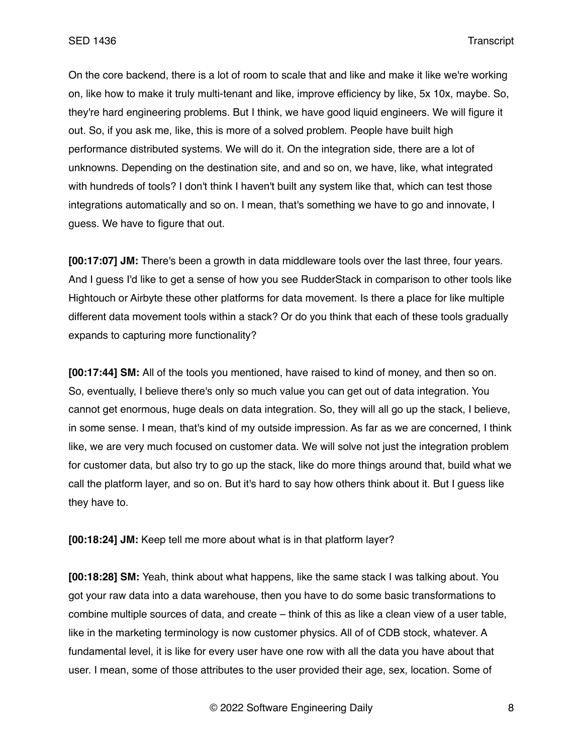On the core backend, there is a lot of room to scale that and like and make it like we're working on, like how to make it truly multi-tenant and like, improve efficiency by like, 5x 10x, maybe. So, they're hard engineering problems. But I think, we have good liquid engineers. We will figure it out. So, if you ask me, like, this is more of a solved problem. People have built high performance distributed systems. We will do it. On the integration side, there are a lot of unknowns. Depending on the destination site, and and so on, we have, like, what integrated with hundreds of tools? I don't think I haven't built any system like that, which can test those integrations automatically and so on. I mean, that's something we have to go and innovate, I guess. We have to figure that out.

**[00:17:07] JM:** There's been a growth in data middleware tools over the last three, four years. And I guess I'd like to get a sense of how you see RudderStack in comparison to other tools like Hightouch or Airbyte these other platforms for data movement. Is there a place for like multiple different data movement tools within a stack? Or do you think that each of these tools gradually expands to capturing more functionality?

**[00:17:44] SM:** All of the tools you mentioned, have raised to kind of money, and then so on. So, eventually, I believe there's only so much value you can get out of data integration. You cannot get enormous, huge deals on data integration. So, they will all go up the stack, I believe, in some sense. I mean, that's kind of my outside impression. As far as we are concerned, I think like, we are very much focused on customer data. We will solve not just the integration problem for customer data, but also try to go up the stack, like do more things around that, build what we call the platform layer, and so on. But it's hard to say how others think about it. But I guess like they have to.

**[00:18:24] JM:** Keep tell me more about what is in that platform layer?

**[00:18:28] SM:** Yeah, think about what happens, like the same stack I was talking about. You got your raw data into a data warehouse, then you have to do some basic transformations to combine multiple sources of data, and create – think of this as like a clean view of a user table, like in the marketing terminology is now customer physics. All of of CDB stock, whatever. A fundamental level, it is like for every user have one row with all the data you have about that user. I mean, some of those attributes to the user provided their age, sex, location. Some of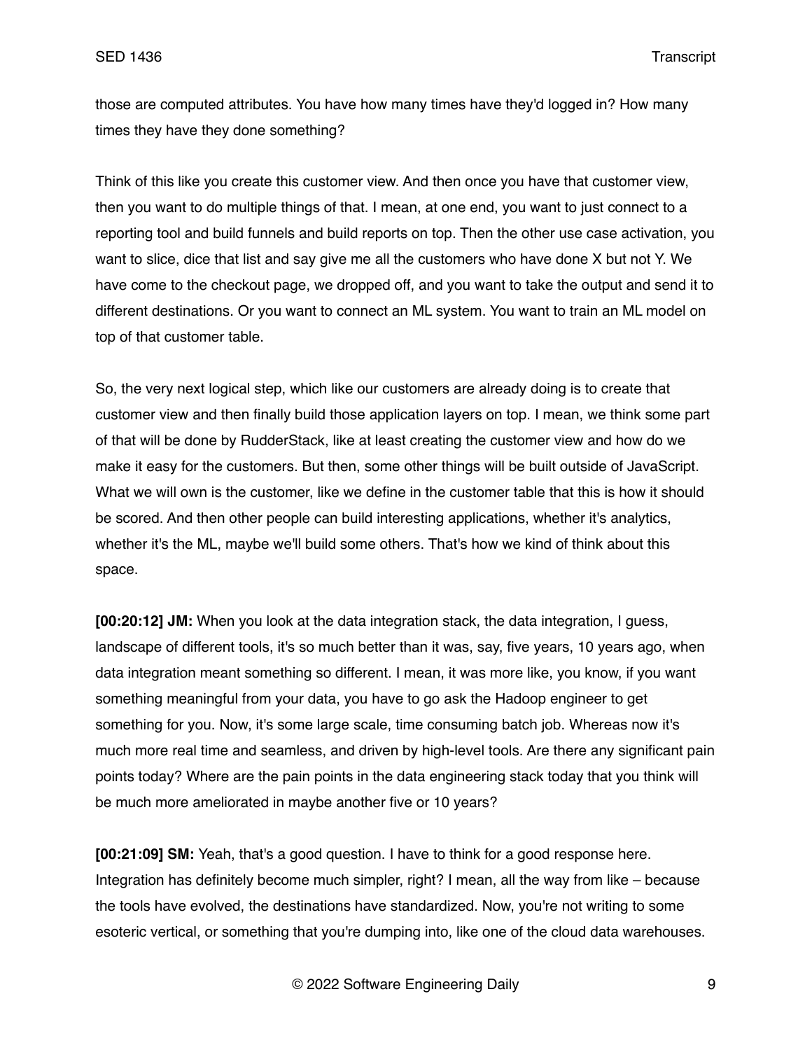those are computed attributes. You have how many times have they'd logged in? How many times they have they done something?

Think of this like you create this customer view. And then once you have that customer view, then you want to do multiple things of that. I mean, at one end, you want to just connect to a reporting tool and build funnels and build reports on top. Then the other use case activation, you want to slice, dice that list and say give me all the customers who have done X but not Y. We have come to the checkout page, we dropped off, and you want to take the output and send it to different destinations. Or you want to connect an ML system. You want to train an ML model on top of that customer table.

So, the very next logical step, which like our customers are already doing is to create that customer view and then finally build those application layers on top. I mean, we think some part of that will be done by RudderStack, like at least creating the customer view and how do we make it easy for the customers. But then, some other things will be built outside of JavaScript. What we will own is the customer, like we define in the customer table that this is how it should be scored. And then other people can build interesting applications, whether it's analytics, whether it's the ML, maybe we'll build some others. That's how we kind of think about this space.

**[00:20:12] JM:** When you look at the data integration stack, the data integration, I guess, landscape of different tools, it's so much better than it was, say, five years, 10 years ago, when data integration meant something so different. I mean, it was more like, you know, if you want something meaningful from your data, you have to go ask the Hadoop engineer to get something for you. Now, it's some large scale, time consuming batch job. Whereas now it's much more real time and seamless, and driven by high-level tools. Are there any significant pain points today? Where are the pain points in the data engineering stack today that you think will be much more ameliorated in maybe another five or 10 years?

**[00:21:09] SM:** Yeah, that's a good question. I have to think for a good response here. Integration has definitely become much simpler, right? I mean, all the way from like – because the tools have evolved, the destinations have standardized. Now, you're not writing to some esoteric vertical, or something that you're dumping into, like one of the cloud data warehouses.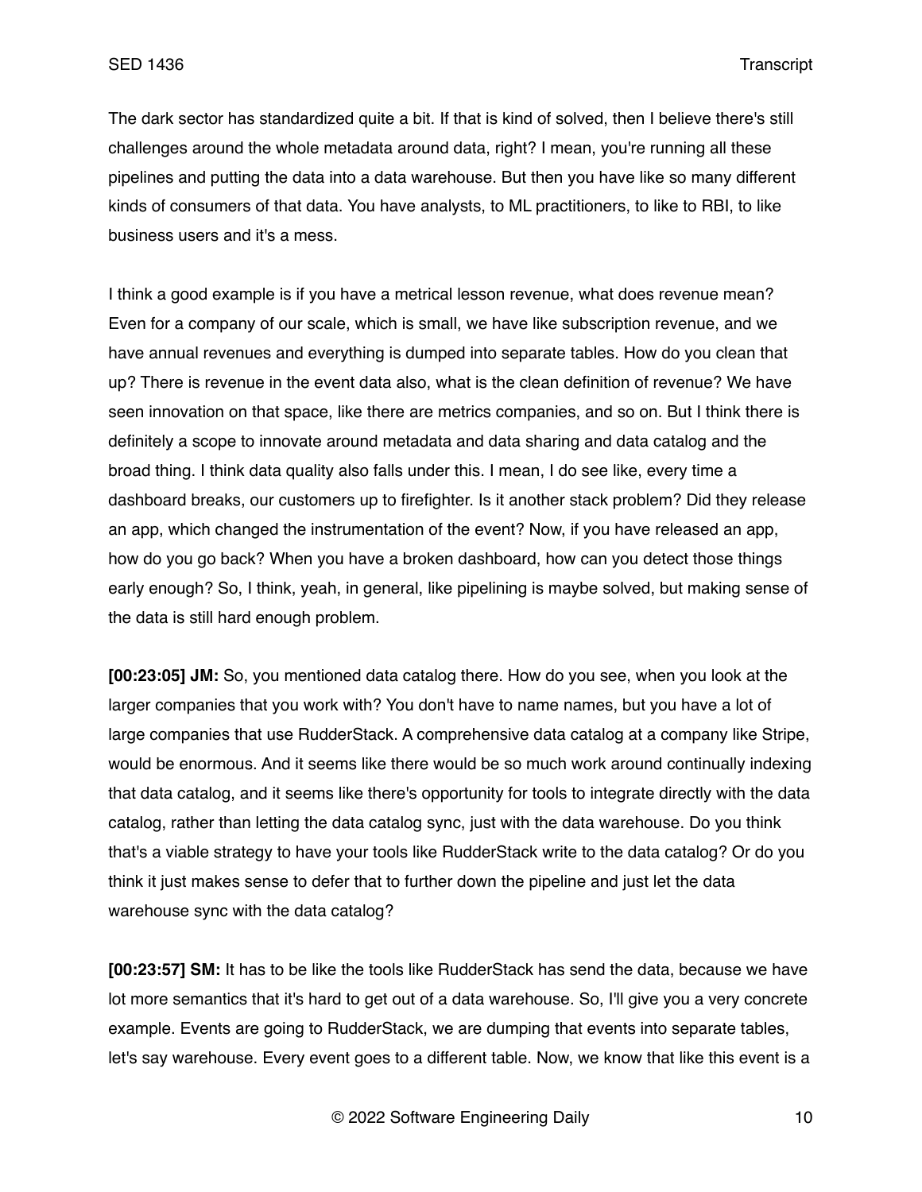The dark sector has standardized quite a bit. If that is kind of solved, then I believe there's still challenges around the whole metadata around data, right? I mean, you're running all these pipelines and putting the data into a data warehouse. But then you have like so many different kinds of consumers of that data. You have analysts, to ML practitioners, to like to RBI, to like business users and it's a mess.

I think a good example is if you have a metrical lesson revenue, what does revenue mean? Even for a company of our scale, which is small, we have like subscription revenue, and we have annual revenues and everything is dumped into separate tables. How do you clean that up? There is revenue in the event data also, what is the clean definition of revenue? We have seen innovation on that space, like there are metrics companies, and so on. But I think there is definitely a scope to innovate around metadata and data sharing and data catalog and the broad thing. I think data quality also falls under this. I mean, I do see like, every time a dashboard breaks, our customers up to firefighter. Is it another stack problem? Did they release an app, which changed the instrumentation of the event? Now, if you have released an app, how do you go back? When you have a broken dashboard, how can you detect those things early enough? So, I think, yeah, in general, like pipelining is maybe solved, but making sense of the data is still hard enough problem.

**[00:23:05] JM:** So, you mentioned data catalog there. How do you see, when you look at the larger companies that you work with? You don't have to name names, but you have a lot of large companies that use RudderStack. A comprehensive data catalog at a company like Stripe, would be enormous. And it seems like there would be so much work around continually indexing that data catalog, and it seems like there's opportunity for tools to integrate directly with the data catalog, rather than letting the data catalog sync, just with the data warehouse. Do you think that's a viable strategy to have your tools like RudderStack write to the data catalog? Or do you think it just makes sense to defer that to further down the pipeline and just let the data warehouse sync with the data catalog?

**[00:23:57] SM:** It has to be like the tools like RudderStack has send the data, because we have lot more semantics that it's hard to get out of a data warehouse. So, I'll give you a very concrete example. Events are going to RudderStack, we are dumping that events into separate tables, let's say warehouse. Every event goes to a different table. Now, we know that like this event is a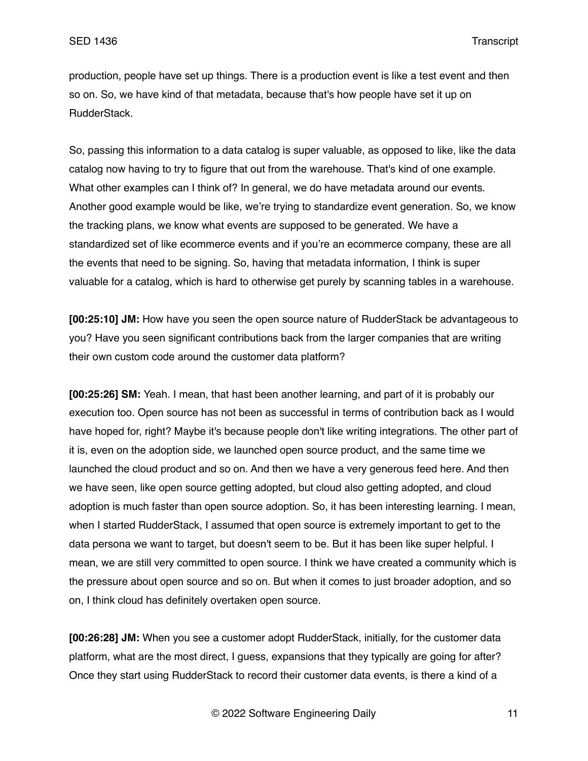production, people have set up things. There is a production event is like a test event and then so on. So, we have kind of that metadata, because that's how people have set it up on RudderStack.

So, passing this information to a data catalog is super valuable, as opposed to like, like the data catalog now having to try to figure that out from the warehouse. That's kind of one example. What other examples can I think of? In general, we do have metadata around our events. Another good example would be like, we're trying to standardize event generation. So, we know the tracking plans, we know what events are supposed to be generated. We have a standardized set of like ecommerce events and if you're an ecommerce company, these are all the events that need to be signing. So, having that metadata information, I think is super valuable for a catalog, which is hard to otherwise get purely by scanning tables in a warehouse.

**[00:25:10] JM:** How have you seen the open source nature of RudderStack be advantageous to you? Have you seen significant contributions back from the larger companies that are writing their own custom code around the customer data platform?

**[00:25:26] SM:** Yeah. I mean, that hast been another learning, and part of it is probably our execution too. Open source has not been as successful in terms of contribution back as I would have hoped for, right? Maybe it's because people don't like writing integrations. The other part of it is, even on the adoption side, we launched open source product, and the same time we launched the cloud product and so on. And then we have a very generous feed here. And then we have seen, like open source getting adopted, but cloud also getting adopted, and cloud adoption is much faster than open source adoption. So, it has been interesting learning. I mean, when I started RudderStack, I assumed that open source is extremely important to get to the data persona we want to target, but doesn't seem to be. But it has been like super helpful. I mean, we are still very committed to open source. I think we have created a community which is the pressure about open source and so on. But when it comes to just broader adoption, and so on, I think cloud has definitely overtaken open source.

**[00:26:28] JM:** When you see a customer adopt RudderStack, initially, for the customer data platform, what are the most direct, I guess, expansions that they typically are going for after? Once they start using RudderStack to record their customer data events, is there a kind of a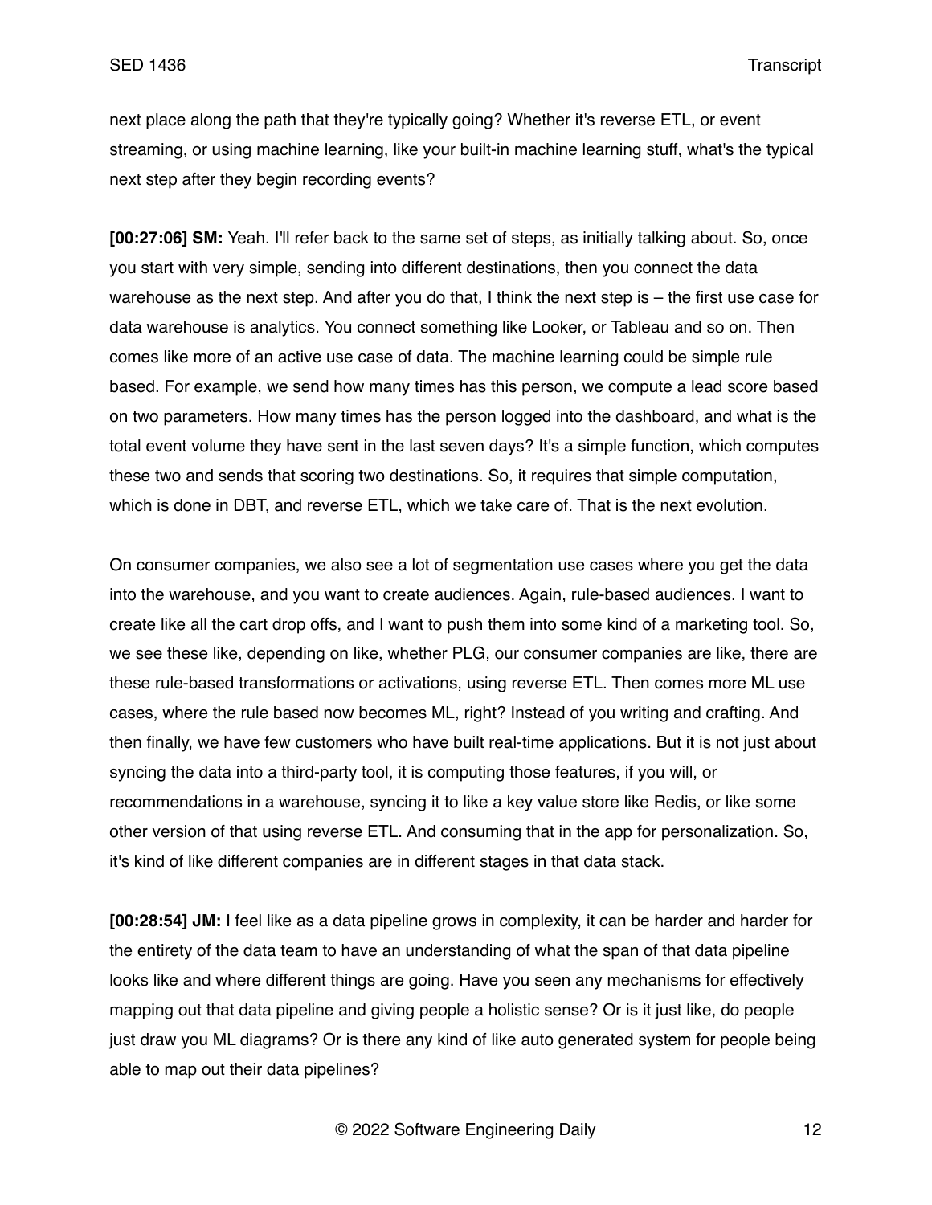next place along the path that they're typically going? Whether it's reverse ETL, or event streaming, or using machine learning, like your built-in machine learning stuff, what's the typical next step after they begin recording events?

**[00:27:06] SM:** Yeah. I'll refer back to the same set of steps, as initially talking about. So, once you start with very simple, sending into different destinations, then you connect the data warehouse as the next step. And after you do that, I think the next step is – the first use case for data warehouse is analytics. You connect something like Looker, or Tableau and so on. Then comes like more of an active use case of data. The machine learning could be simple rule based. For example, we send how many times has this person, we compute a lead score based on two parameters. How many times has the person logged into the dashboard, and what is the total event volume they have sent in the last seven days? It's a simple function, which computes these two and sends that scoring two destinations. So, it requires that simple computation, which is done in DBT, and reverse ETL, which we take care of. That is the next evolution.

On consumer companies, we also see a lot of segmentation use cases where you get the data into the warehouse, and you want to create audiences. Again, rule-based audiences. I want to create like all the cart drop offs, and I want to push them into some kind of a marketing tool. So, we see these like, depending on like, whether PLG, our consumer companies are like, there are these rule-based transformations or activations, using reverse ETL. Then comes more ML use cases, where the rule based now becomes ML, right? Instead of you writing and crafting. And then finally, we have few customers who have built real-time applications. But it is not just about syncing the data into a third-party tool, it is computing those features, if you will, or recommendations in a warehouse, syncing it to like a key value store like Redis, or like some other version of that using reverse ETL. And consuming that in the app for personalization. So, it's kind of like different companies are in different stages in that data stack.

**[00:28:54] JM:** I feel like as a data pipeline grows in complexity, it can be harder and harder for the entirety of the data team to have an understanding of what the span of that data pipeline looks like and where different things are going. Have you seen any mechanisms for effectively mapping out that data pipeline and giving people a holistic sense? Or is it just like, do people just draw you ML diagrams? Or is there any kind of like auto generated system for people being able to map out their data pipelines?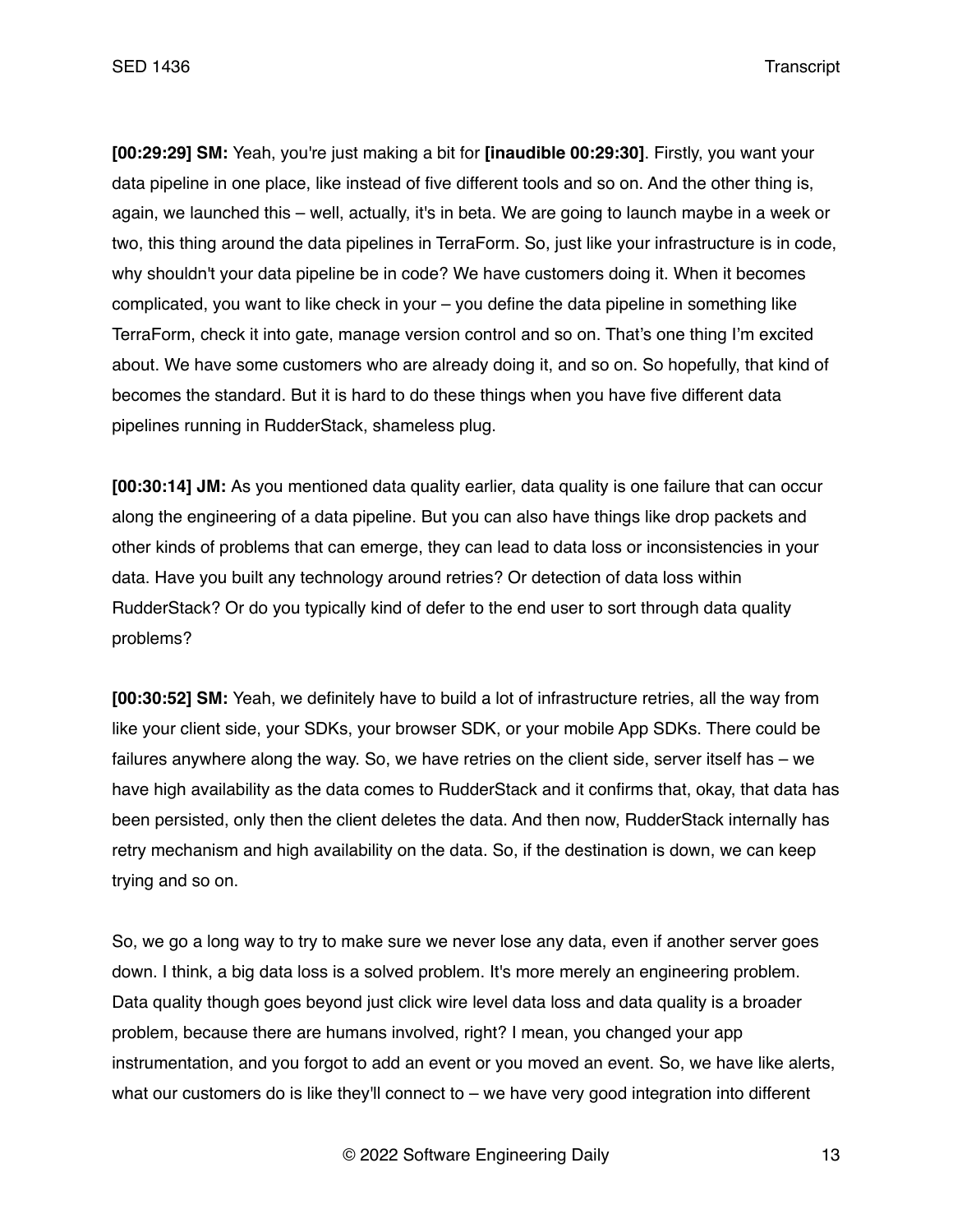**[00:29:29] SM:** Yeah, you're just making a bit for **[inaudible 00:29:30]**. Firstly, you want your data pipeline in one place, like instead of five different tools and so on. And the other thing is, again, we launched this – well, actually, it's in beta. We are going to launch maybe in a week or two, this thing around the data pipelines in TerraForm. So, just like your infrastructure is in code, why shouldn't your data pipeline be in code? We have customers doing it. When it becomes complicated, you want to like check in your – you define the data pipeline in something like TerraForm, check it into gate, manage version control and so on. That's one thing I'm excited about. We have some customers who are already doing it, and so on. So hopefully, that kind of becomes the standard. But it is hard to do these things when you have five different data pipelines running in RudderStack, shameless plug.

**[00:30:14] JM:** As you mentioned data quality earlier, data quality is one failure that can occur along the engineering of a data pipeline. But you can also have things like drop packets and other kinds of problems that can emerge, they can lead to data loss or inconsistencies in your data. Have you built any technology around retries? Or detection of data loss within RudderStack? Or do you typically kind of defer to the end user to sort through data quality problems?

**[00:30:52] SM:** Yeah, we definitely have to build a lot of infrastructure retries, all the way from like your client side, your SDKs, your browser SDK, or your mobile App SDKs. There could be failures anywhere along the way. So, we have retries on the client side, server itself has – we have high availability as the data comes to RudderStack and it confirms that, okay, that data has been persisted, only then the client deletes the data. And then now, RudderStack internally has retry mechanism and high availability on the data. So, if the destination is down, we can keep trying and so on.

So, we go a long way to try to make sure we never lose any data, even if another server goes down. I think, a big data loss is a solved problem. It's more merely an engineering problem. Data quality though goes beyond just click wire level data loss and data quality is a broader problem, because there are humans involved, right? I mean, you changed your app instrumentation, and you forgot to add an event or you moved an event. So, we have like alerts, what our customers do is like they'll connect to – we have very good integration into different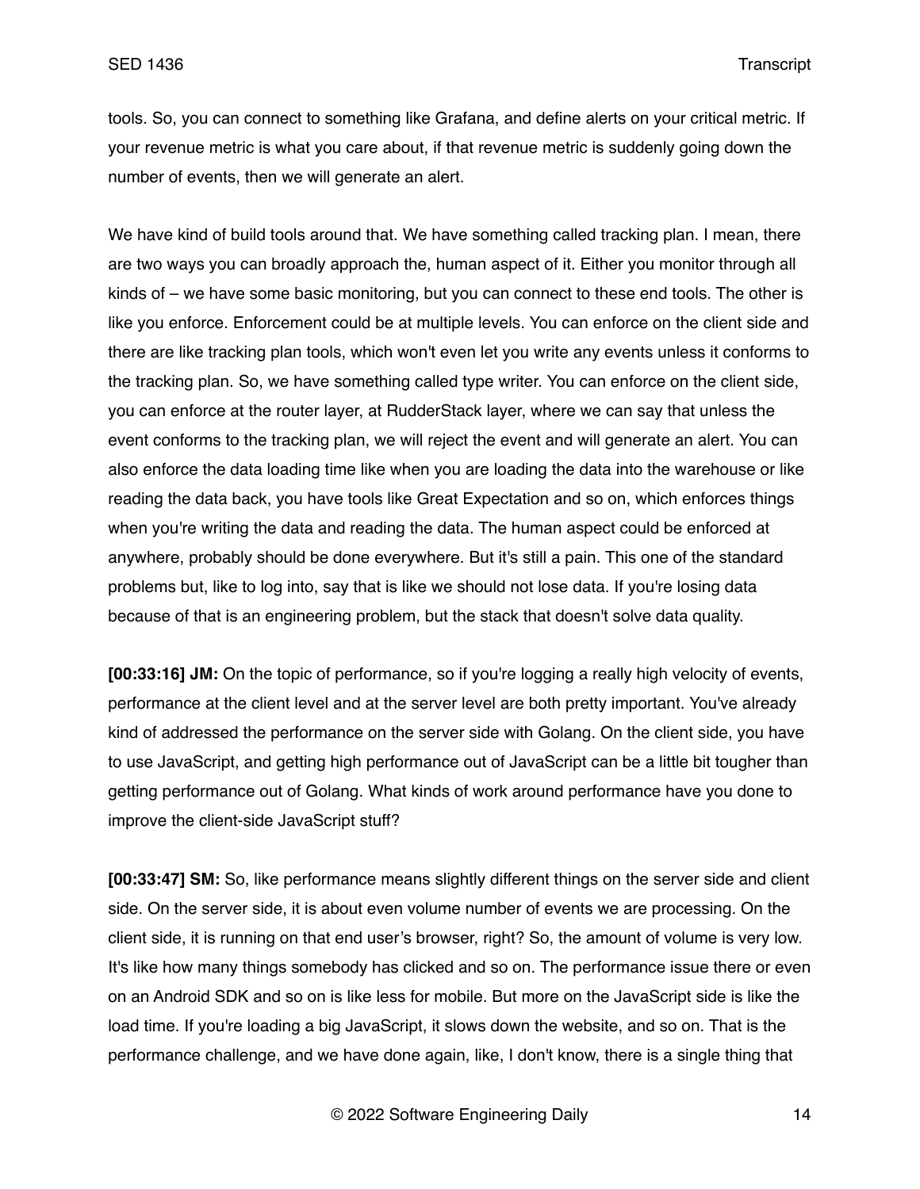tools. So, you can connect to something like Grafana, and define alerts on your critical metric. If your revenue metric is what you care about, if that revenue metric is suddenly going down the number of events, then we will generate an alert.

We have kind of build tools around that. We have something called tracking plan. I mean, there are two ways you can broadly approach the, human aspect of it. Either you monitor through all kinds of – we have some basic monitoring, but you can connect to these end tools. The other is like you enforce. Enforcement could be at multiple levels. You can enforce on the client side and there are like tracking plan tools, which won't even let you write any events unless it conforms to the tracking plan. So, we have something called type writer. You can enforce on the client side, you can enforce at the router layer, at RudderStack layer, where we can say that unless the event conforms to the tracking plan, we will reject the event and will generate an alert. You can also enforce the data loading time like when you are loading the data into the warehouse or like reading the data back, you have tools like Great Expectation and so on, which enforces things when you're writing the data and reading the data. The human aspect could be enforced at anywhere, probably should be done everywhere. But it's still a pain. This one of the standard problems but, like to log into, say that is like we should not lose data. If you're losing data because of that is an engineering problem, but the stack that doesn't solve data quality.

**[00:33:16] JM:** On the topic of performance, so if you're logging a really high velocity of events, performance at the client level and at the server level are both pretty important. You've already kind of addressed the performance on the server side with Golang. On the client side, you have to use JavaScript, and getting high performance out of JavaScript can be a little bit tougher than getting performance out of Golang. What kinds of work around performance have you done to improve the client-side JavaScript stuff?

**[00:33:47] SM:** So, like performance means slightly different things on the server side and client side. On the server side, it is about even volume number of events we are processing. On the client side, it is running on that end user's browser, right? So, the amount of volume is very low. It's like how many things somebody has clicked and so on. The performance issue there or even on an Android SDK and so on is like less for mobile. But more on the JavaScript side is like the load time. If you're loading a big JavaScript, it slows down the website, and so on. That is the performance challenge, and we have done again, like, I don't know, there is a single thing that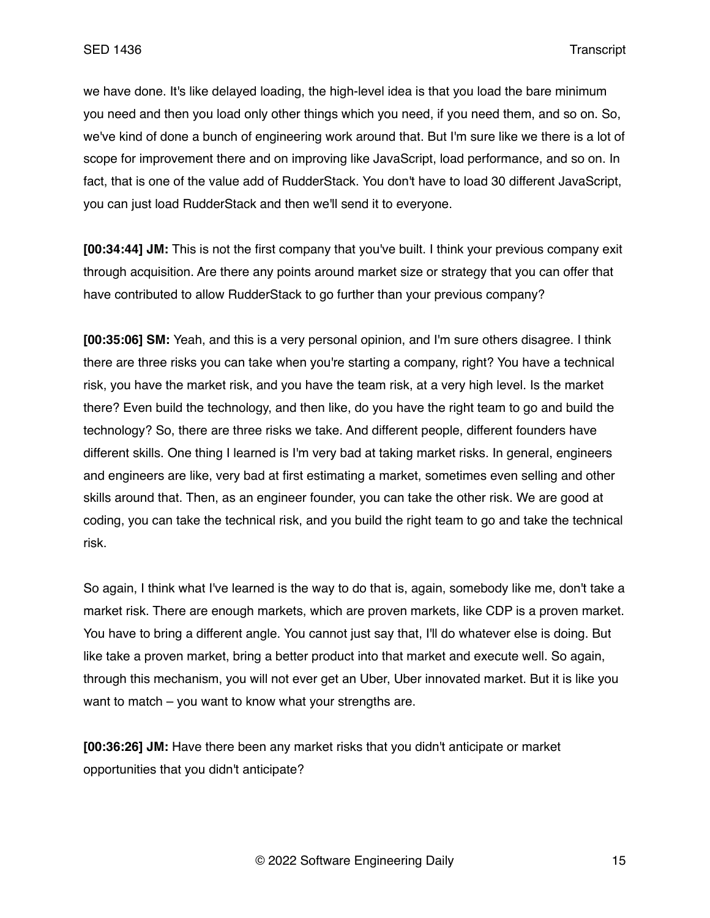we have done. It's like delayed loading, the high-level idea is that you load the bare minimum you need and then you load only other things which you need, if you need them, and so on. So, we've kind of done a bunch of engineering work around that. But I'm sure like we there is a lot of scope for improvement there and on improving like JavaScript, load performance, and so on. In fact, that is one of the value add of RudderStack. You don't have to load 30 different JavaScript, you can just load RudderStack and then we'll send it to everyone.

**[00:34:44] JM:** This is not the first company that you've built. I think your previous company exit through acquisition. Are there any points around market size or strategy that you can offer that have contributed to allow RudderStack to go further than your previous company?

**[00:35:06] SM:** Yeah, and this is a very personal opinion, and I'm sure others disagree. I think there are three risks you can take when you're starting a company, right? You have a technical risk, you have the market risk, and you have the team risk, at a very high level. Is the market there? Even build the technology, and then like, do you have the right team to go and build the technology? So, there are three risks we take. And different people, different founders have different skills. One thing I learned is I'm very bad at taking market risks. In general, engineers and engineers are like, very bad at first estimating a market, sometimes even selling and other skills around that. Then, as an engineer founder, you can take the other risk. We are good at coding, you can take the technical risk, and you build the right team to go and take the technical risk.

So again, I think what I've learned is the way to do that is, again, somebody like me, don't take a market risk. There are enough markets, which are proven markets, like CDP is a proven market. You have to bring a different angle. You cannot just say that, I'll do whatever else is doing. But like take a proven market, bring a better product into that market and execute well. So again, through this mechanism, you will not ever get an Uber, Uber innovated market. But it is like you want to match – you want to know what your strengths are.

**[00:36:26] JM:** Have there been any market risks that you didn't anticipate or market opportunities that you didn't anticipate?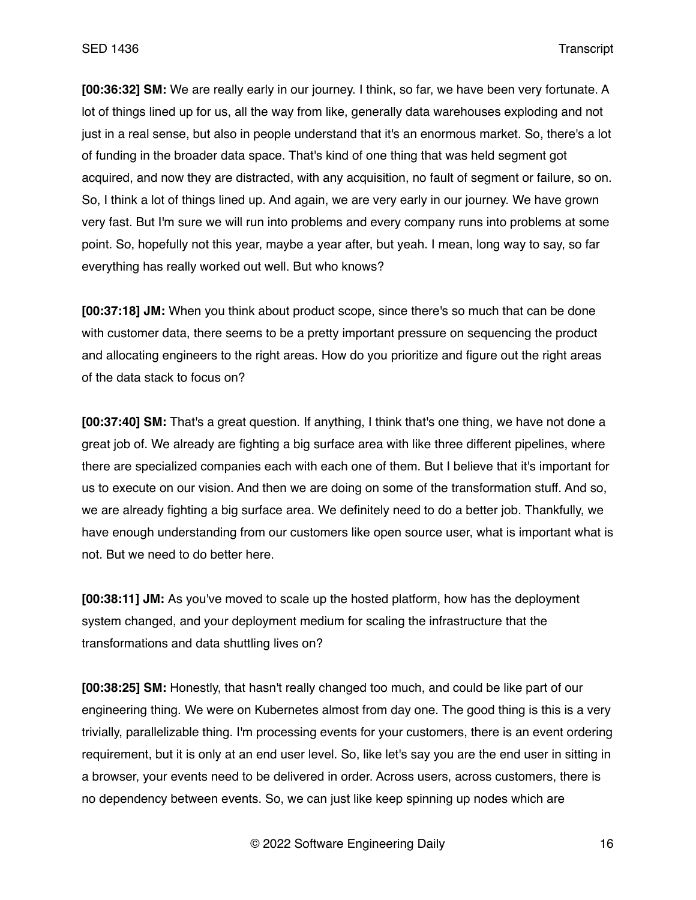**[00:36:32] SM:** We are really early in our journey. I think, so far, we have been very fortunate. A lot of things lined up for us, all the way from like, generally data warehouses exploding and not just in a real sense, but also in people understand that it's an enormous market. So, there's a lot of funding in the broader data space. That's kind of one thing that was held segment got acquired, and now they are distracted, with any acquisition, no fault of segment or failure, so on. So, I think a lot of things lined up. And again, we are very early in our journey. We have grown very fast. But I'm sure we will run into problems and every company runs into problems at some point. So, hopefully not this year, maybe a year after, but yeah. I mean, long way to say, so far everything has really worked out well. But who knows?

**[00:37:18] JM:** When you think about product scope, since there's so much that can be done with customer data, there seems to be a pretty important pressure on sequencing the product and allocating engineers to the right areas. How do you prioritize and figure out the right areas of the data stack to focus on?

**[00:37:40] SM:** That's a great question. If anything, I think that's one thing, we have not done a great job of. We already are fighting a big surface area with like three different pipelines, where there are specialized companies each with each one of them. But I believe that it's important for us to execute on our vision. And then we are doing on some of the transformation stuff. And so, we are already fighting a big surface area. We definitely need to do a better job. Thankfully, we have enough understanding from our customers like open source user, what is important what is not. But we need to do better here.

**[00:38:11] JM:** As you've moved to scale up the hosted platform, how has the deployment system changed, and your deployment medium for scaling the infrastructure that the transformations and data shuttling lives on?

**[00:38:25] SM:** Honestly, that hasn't really changed too much, and could be like part of our engineering thing. We were on Kubernetes almost from day one. The good thing is this is a very trivially, parallelizable thing. I'm processing events for your customers, there is an event ordering requirement, but it is only at an end user level. So, like let's say you are the end user in sitting in a browser, your events need to be delivered in order. Across users, across customers, there is no dependency between events. So, we can just like keep spinning up nodes which are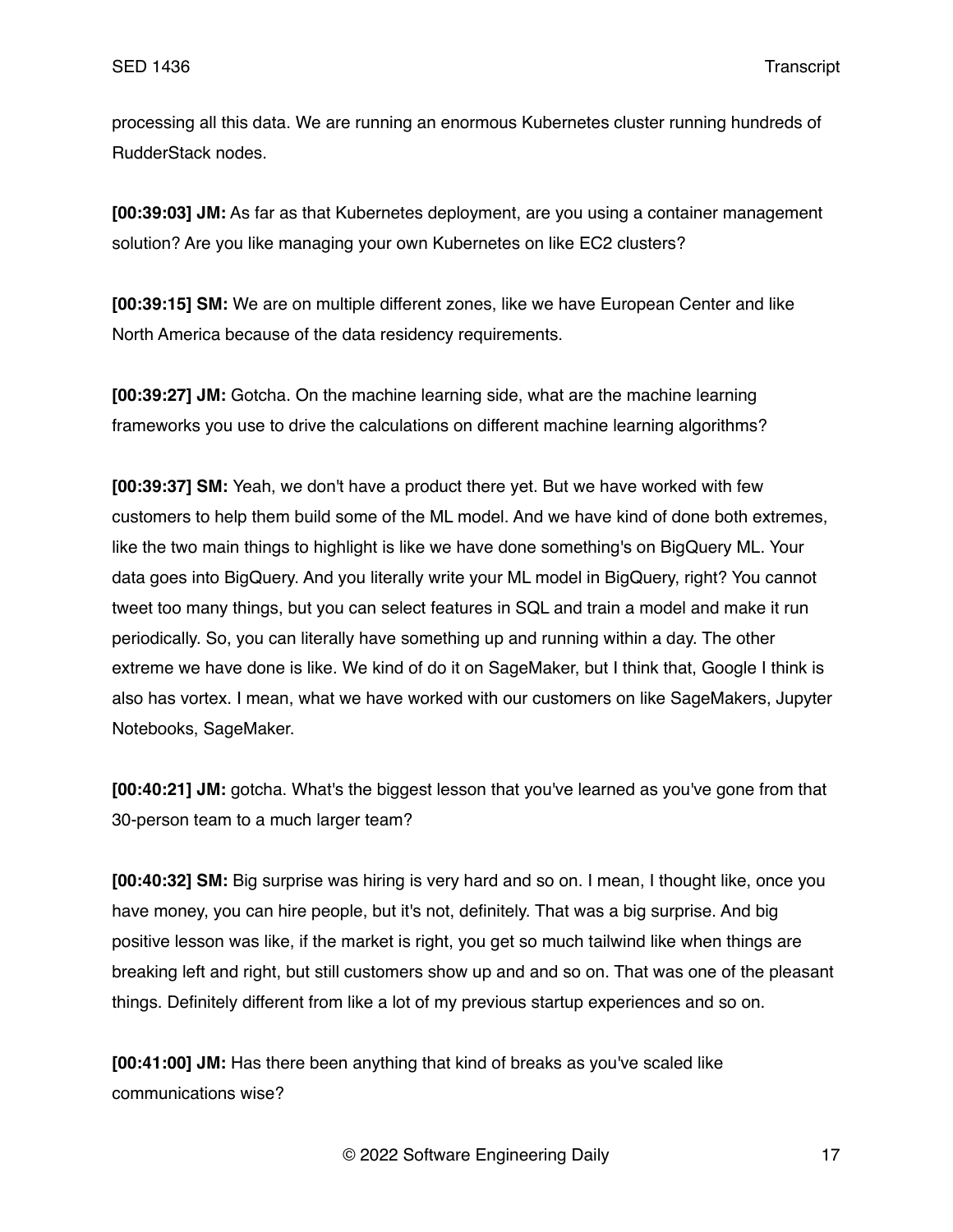processing all this data. We are running an enormous Kubernetes cluster running hundreds of RudderStack nodes.

**[00:39:03] JM:** As far as that Kubernetes deployment, are you using a container management solution? Are you like managing your own Kubernetes on like EC2 clusters?

**[00:39:15] SM:** We are on multiple different zones, like we have European Center and like North America because of the data residency requirements.

**[00:39:27] JM:** Gotcha. On the machine learning side, what are the machine learning frameworks you use to drive the calculations on different machine learning algorithms?

**[00:39:37] SM:** Yeah, we don't have a product there yet. But we have worked with few customers to help them build some of the ML model. And we have kind of done both extremes, like the two main things to highlight is like we have done something's on BigQuery ML. Your data goes into BigQuery. And you literally write your ML model in BigQuery, right? You cannot tweet too many things, but you can select features in SQL and train a model and make it run periodically. So, you can literally have something up and running within a day. The other extreme we have done is like. We kind of do it on SageMaker, but I think that, Google I think is also has vortex. I mean, what we have worked with our customers on like SageMakers, Jupyter Notebooks, SageMaker.

**[00:40:21] JM:** gotcha. What's the biggest lesson that you've learned as you've gone from that 30-person team to a much larger team?

**[00:40:32] SM:** Big surprise was hiring is very hard and so on. I mean, I thought like, once you have money, you can hire people, but it's not, definitely. That was a big surprise. And big positive lesson was like, if the market is right, you get so much tailwind like when things are breaking left and right, but still customers show up and and so on. That was one of the pleasant things. Definitely different from like a lot of my previous startup experiences and so on.

**[00:41:00] JM:** Has there been anything that kind of breaks as you've scaled like communications wise?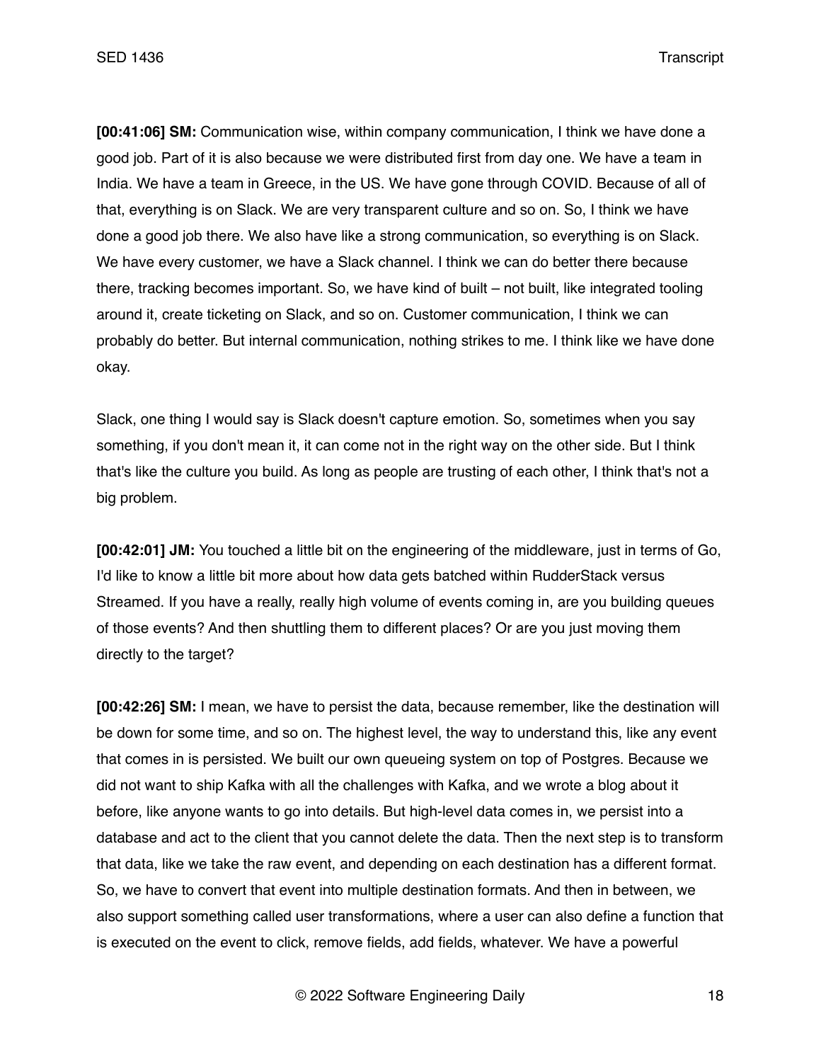**[00:41:06] SM:** Communication wise, within company communication, I think we have done a good job. Part of it is also because we were distributed first from day one. We have a team in India. We have a team in Greece, in the US. We have gone through COVID. Because of all of that, everything is on Slack. We are very transparent culture and so on. So, I think we have done a good job there. We also have like a strong communication, so everything is on Slack. We have every customer, we have a Slack channel. I think we can do better there because there, tracking becomes important. So, we have kind of built – not built, like integrated tooling around it, create ticketing on Slack, and so on. Customer communication, I think we can probably do better. But internal communication, nothing strikes to me. I think like we have done okay.

Slack, one thing I would say is Slack doesn't capture emotion. So, sometimes when you say something, if you don't mean it, it can come not in the right way on the other side. But I think that's like the culture you build. As long as people are trusting of each other, I think that's not a big problem.

**[00:42:01] JM:** You touched a little bit on the engineering of the middleware, just in terms of Go, I'd like to know a little bit more about how data gets batched within RudderStack versus Streamed. If you have a really, really high volume of events coming in, are you building queues of those events? And then shuttling them to different places? Or are you just moving them directly to the target?

**[00:42:26] SM:** I mean, we have to persist the data, because remember, like the destination will be down for some time, and so on. The highest level, the way to understand this, like any event that comes in is persisted. We built our own queueing system on top of Postgres. Because we did not want to ship Kafka with all the challenges with Kafka, and we wrote a blog about it before, like anyone wants to go into details. But high-level data comes in, we persist into a database and act to the client that you cannot delete the data. Then the next step is to transform that data, like we take the raw event, and depending on each destination has a different format. So, we have to convert that event into multiple destination formats. And then in between, we also support something called user transformations, where a user can also define a function that is executed on the event to click, remove fields, add fields, whatever. We have a powerful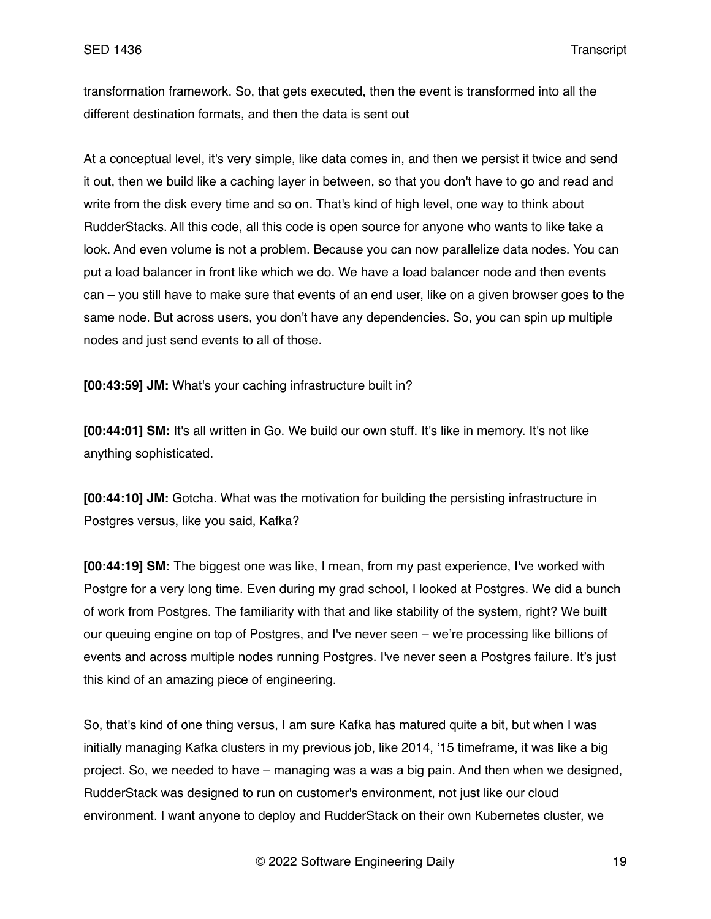transformation framework. So, that gets executed, then the event is transformed into all the different destination formats, and then the data is sent out

At a conceptual level, it's very simple, like data comes in, and then we persist it twice and send it out, then we build like a caching layer in between, so that you don't have to go and read and write from the disk every time and so on. That's kind of high level, one way to think about RudderStacks. All this code, all this code is open source for anyone who wants to like take a look. And even volume is not a problem. Because you can now parallelize data nodes. You can put a load balancer in front like which we do. We have a load balancer node and then events can – you still have to make sure that events of an end user, like on a given browser goes to the same node. But across users, you don't have any dependencies. So, you can spin up multiple nodes and just send events to all of those.

**[00:43:59] JM:** What's your caching infrastructure built in?

**[00:44:01] SM:** It's all written in Go. We build our own stuff. It's like in memory. It's not like anything sophisticated.

**[00:44:10] JM:** Gotcha. What was the motivation for building the persisting infrastructure in Postgres versus, like you said, Kafka?

**[00:44:19] SM:** The biggest one was like, I mean, from my past experience, I've worked with Postgre for a very long time. Even during my grad school, I looked at Postgres. We did a bunch of work from Postgres. The familiarity with that and like stability of the system, right? We built our queuing engine on top of Postgres, and I've never seen – we're processing like billions of events and across multiple nodes running Postgres. I've never seen a Postgres failure. It's just this kind of an amazing piece of engineering.

So, that's kind of one thing versus, I am sure Kafka has matured quite a bit, but when I was initially managing Kafka clusters in my previous job, like 2014, '15 timeframe, it was like a big project. So, we needed to have – managing was a was a big pain. And then when we designed, RudderStack was designed to run on customer's environment, not just like our cloud environment. I want anyone to deploy and RudderStack on their own Kubernetes cluster, we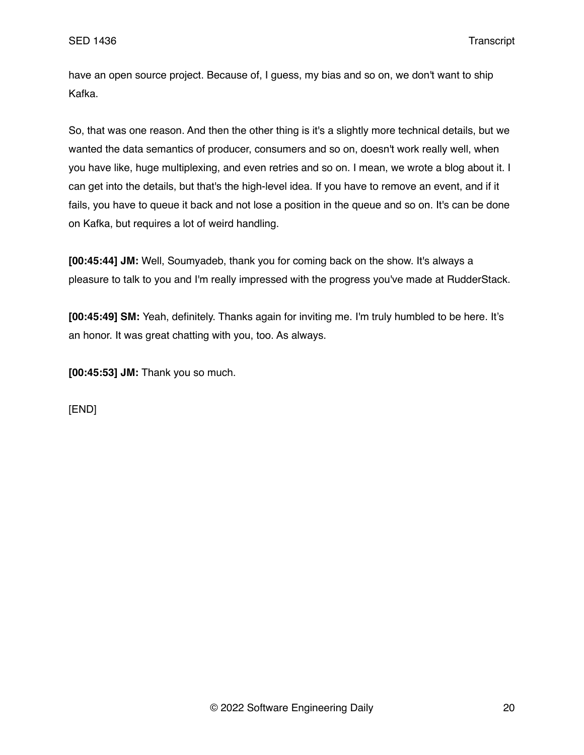have an open source project. Because of, I guess, my bias and so on, we don't want to ship Kafka.

So, that was one reason. And then the other thing is it's a slightly more technical details, but we wanted the data semantics of producer, consumers and so on, doesn't work really well, when you have like, huge multiplexing, and even retries and so on. I mean, we wrote a blog about it. I can get into the details, but that's the high-level idea. If you have to remove an event, and if it fails, you have to queue it back and not lose a position in the queue and so on. It's can be done on Kafka, but requires a lot of weird handling.

**[00:45:44] JM:** Well, Soumyadeb, thank you for coming back on the show. It's always a pleasure to talk to you and I'm really impressed with the progress you've made at RudderStack.

**[00:45:49] SM:** Yeah, definitely. Thanks again for inviting me. I'm truly humbled to be here. It's an honor. It was great chatting with you, too. As always.

**[00:45:53] JM:** Thank you so much.

[END]